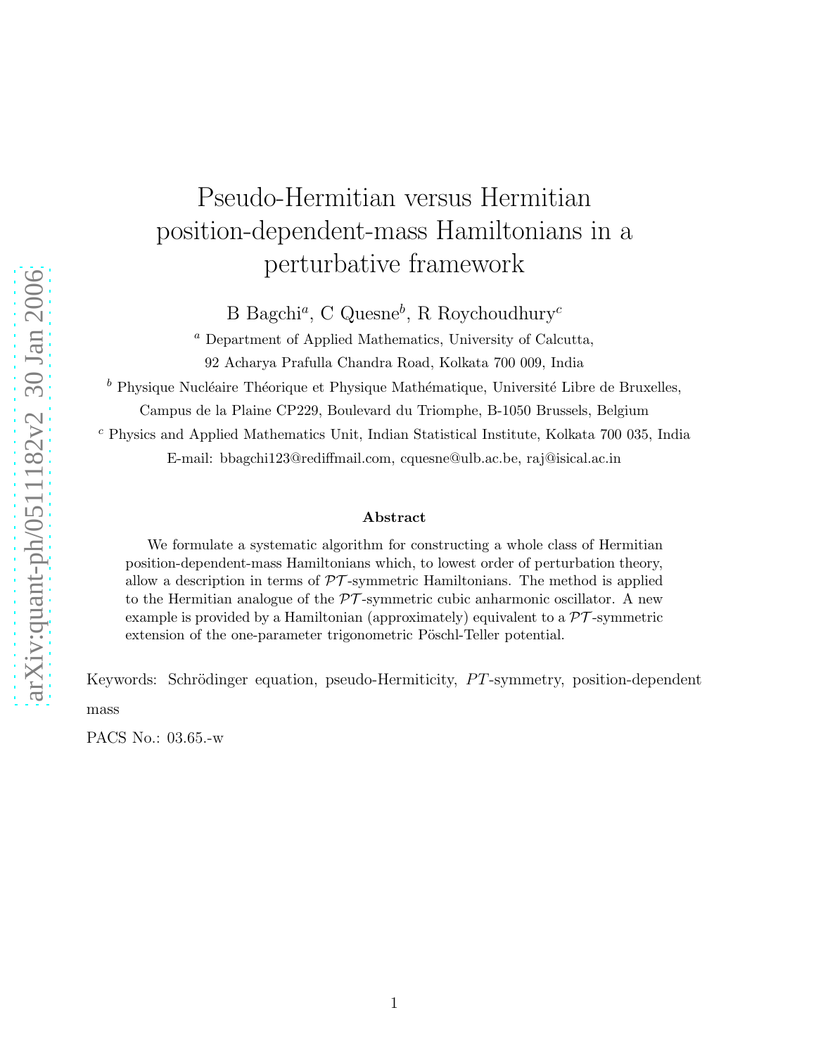# Pseudo-Hermitian versus Hermitian position-dependent-mass Hamiltonians in a perturbative framework

B Bagchi[a], C Quesne[b], R Roychoudhury[c]

[a] Department of Applied Mathematics, University of Calcutta, 92 Acharya Prafulla Chandra Road, Kolkata 700 009, India

[b] Physique Nucléaire Théorique et Physique Mathématique, Université Libre de Bruxelles, Campus de la Plaine CP229, Boulevard du Triomphe, B-1050 Brussels, Belgium

[c] Physics and Applied Mathematics Unit, Indian Statistical Institute, Kolkata 700 035, India

E-mail: bbagchi123@rediffmail.com, cquesne@ulb.ac.be, raj@isical.ac.in

### Abstract

We formulate a systematic algorithm for constructing a whole class of Hermitian position-dependent-mass Hamiltonians which, to lowest order of perturbation theory, allow a description in terms of $\mathcal{PT}$-symmetric Hamiltonians. The method is applied to the Hermitian analogue of the $\mathcal{PT}$-symmetric cubic anharmonic oscillator. A new example is provided by a Hamiltonian (approximately) equivalent to a $\mathcal{PT}$-symmetric extension of the one-parameter trigonometric Pöschl-Teller potential.

Keywords: Schrödinger equation, pseudo-Hermiticity, $PT$-symmetry, position-dependent mass

PACS No.: 03.65.-w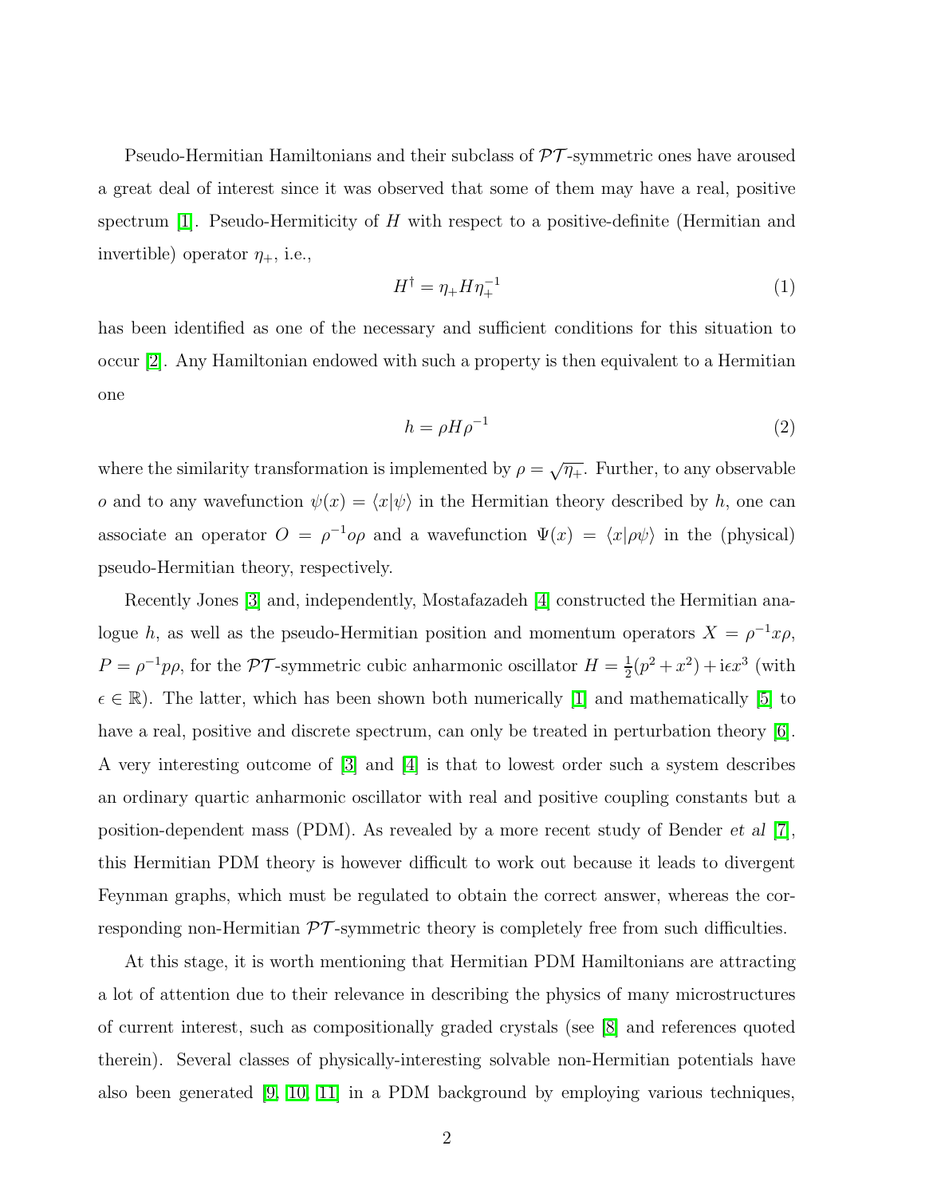Pseudo-Hermitian Hamiltonians and their subclass of $\mathcal{PT}$-symmetric ones have aroused a great deal of interest since it was observed that some of them may have a real, positive spectrum [1]. Pseudo-Hermiticity of $H$ with respect to a positive-definite (Hermitian and invertible) operator $\eta_+$, i.e.,

$$H^\dagger = \eta_+ H \eta_+^{-1} \tag{1}$$

has been identified as one of the necessary and sufficient conditions for this situation to occur [2]. Any Hamiltonian endowed with such a property is then equivalent to a Hermitian one

$$h = \rho H \rho^{-1} \tag{2}$$

where the similarity transformation is implemented by $\rho = \sqrt{\eta_+}$. Further, to any observable $o$ and to any wavefunction $\psi(x) = \langle x|\psi\rangle$ in the Hermitian theory described by $h$, one can associate an operator $O = \rho^{-1} o \rho$ and a wavefunction $\Psi(x) = \langle x|\rho\psi\rangle$ in the (physical) pseudo-Hermitian theory, respectively.

Recently Jones [3] and, independently, Mostafazadeh [4] constructed the Hermitian analogue $h$, as well as the pseudo-Hermitian position and momentum operators $X = \rho^{-1} x \rho$, $P = \rho^{-1} p \rho$, for the $\mathcal{PT}$-symmetric cubic anharmonic oscillator $H = \frac{1}{2}(p^2 + x^2) + \mathrm{i}\epsilon x^3$ (with $\epsilon \in \mathbb{R}$). The latter, which has been shown both numerically [1] and mathematically [5] to have a real, positive and discrete spectrum, can only be treated in perturbation theory [6]. A very interesting outcome of [3] and [4] is that to lowest order such a system describes an ordinary quartic anharmonic oscillator with real and positive coupling constants but a position-dependent mass (PDM). As revealed by a more recent study of Bender *et al* [7], this Hermitian PDM theory is however difficult to work out because it leads to divergent Feynman graphs, which must be regulated to obtain the correct answer, whereas the corresponding non-Hermitian $\mathcal{PT}$-symmetric theory is completely free from such difficulties.

At this stage, it is worth mentioning that Hermitian PDM Hamiltonians are attracting a lot of attention due to their relevance in describing the physics of many microstructures of current interest, such as compositionally graded crystals (see [8] and references quoted therein). Several classes of physically-interesting solvable non-Hermitian potentials have also been generated [9, 10, 11] in a PDM background by employing various techniques,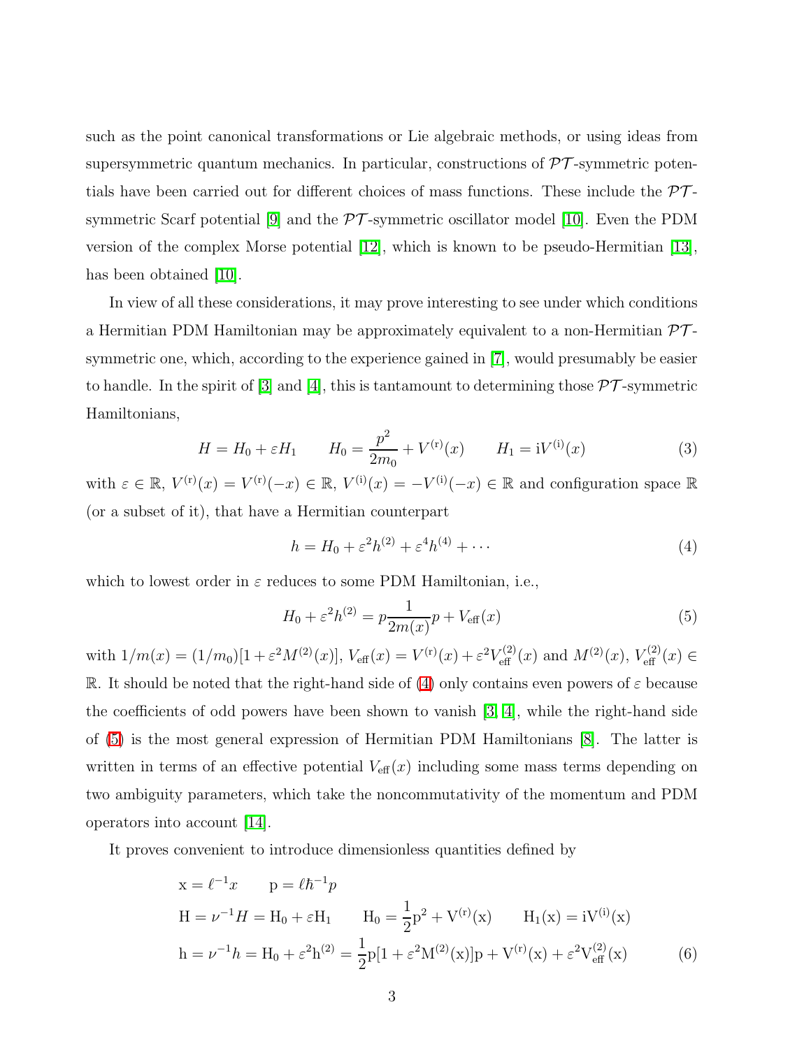such as the point canonical transformations or Lie algebraic methods, or using ideas from supersymmetric quantum mechanics. In particular, constructions of $\mathcal{PT}$-symmetric potentials have been carried out for different choices of mass functions. These include the $\mathcal{PT}$-symmetric Scarf potential [9] and the $\mathcal{PT}$-symmetric oscillator model [10]. Even the PDM version of the complex Morse potential [12], which is known to be pseudo-Hermitian [13], has been obtained [10].

In view of all these considerations, it may prove interesting to see under which conditions a Hermitian PDM Hamiltonian may be approximately equivalent to a non-Hermitian $\mathcal{PT}$-symmetric one, which, according to the experience gained in [7], would presumably be easier to handle. In the spirit of [3] and [4], this is tantamount to determining those $\mathcal{PT}$-symmetric Hamiltonians,

$$H = H_0 + \varepsilon H_1 \qquad H_0 = \frac{p^2}{2m_0} + V^{(\mathrm{r})}(x) \qquad H_1 = \mathrm{i}V^{(\mathrm{i})}(x) \tag{3}$$

with $\varepsilon \in \mathbb{R}$, $V^{(\mathrm{r})}(x) = V^{(\mathrm{r})}(-x) \in \mathbb{R}$, $V^{(\mathrm{i})}(x) = -V^{(\mathrm{i})}(-x) \in \mathbb{R}$ and configuration space $\mathbb{R}$ (or a subset of it), that have a Hermitian counterpart

$$h = H_0 + \varepsilon^2 h^{(2)} + \varepsilon^4 h^{(4)} + \cdots \tag{4}$$

which to lowest order in $\varepsilon$ reduces to some PDM Hamiltonian, i.e.,

$$H_0 + \varepsilon^2 h^{(2)} = p\frac{1}{2m(x)}p + V_{\mathrm{eff}}(x) \tag{5}$$

with $1/m(x) = (1/m_0)[1 + \varepsilon^2 M^{(2)}(x)]$, $V_{\mathrm{eff}}(x) = V^{(\mathrm{r})}(x) + \varepsilon^2 V^{(2)}_{\mathrm{eff}}(x)$ and $M^{(2)}(x)$, $V^{(2)}_{\mathrm{eff}}(x) \in \mathbb{R}$. It should be noted that the right-hand side of (4) only contains even powers of $\varepsilon$ because the coefficients of odd powers have been shown to vanish [3, 4], while the right-hand side of (5) is the most general expression of Hermitian PDM Hamiltonians [8]. The latter is written in terms of an effective potential $V_{\mathrm{eff}}(x)$ including some mass terms depending on two ambiguity parameters, which take the noncommutativity of the momentum and PDM operators into account [14].

It proves convenient to introduce dimensionless quantities defined by

$$\begin{aligned}
&\mathrm{x} = \ell^{-1}x \qquad \mathrm{p} = \ell\hbar^{-1}p \\
&\mathrm{H} = \nu^{-1}H = \mathrm{H}_0 + \varepsilon\mathrm{H}_1 \qquad \mathrm{H}_0 = \frac{1}{2}\mathrm{p}^2 + \mathrm{V}^{(\mathrm{r})}(\mathrm{x}) \qquad \mathrm{H}_1(\mathrm{x}) = \mathrm{i}\mathrm{V}^{(\mathrm{i})}(\mathrm{x}) \\
&\mathrm{h} = \nu^{-1}h = \mathrm{H}_0 + \varepsilon^2\mathrm{h}^{(2)} = \frac{1}{2}\mathrm{p}[1 + \varepsilon^2\mathrm{M}^{(2)}(\mathrm{x})]\mathrm{p} + \mathrm{V}^{(\mathrm{r})}(\mathrm{x}) + \varepsilon^2\mathrm{V}^{(2)}_{\mathrm{eff}}(\mathrm{x})
\end{aligned} \tag{6}$$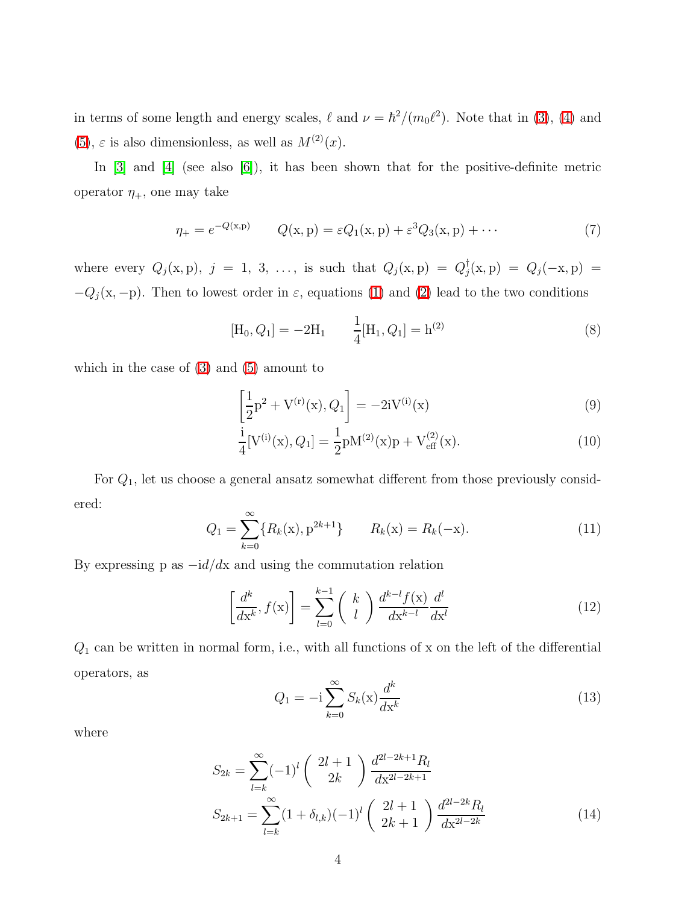in terms of some length and energy scales, $\ell$ and $\nu = \hbar^2/(m_0\ell^2)$. Note that in (3), (4) and (5), $\varepsilon$ is also dimensionless, as well as $M^{(2)}(x)$.

In [3] and [4] (see also [6]), it has been shown that for the positive-definite metric operator $\eta_+$, one may take

$$\eta_+ = e^{-Q(\mathrm{x},\mathrm{p})} \qquad Q(\mathrm{x},\mathrm{p}) = \varepsilon Q_1(\mathrm{x},\mathrm{p}) + \varepsilon^3 Q_3(\mathrm{x},\mathrm{p}) + \cdots \tag{7}$$

where every $Q_j(\mathrm{x},\mathrm{p})$, $j = 1,\ 3,\ \ldots$, is such that $Q_j(\mathrm{x},\mathrm{p}) = Q_j^\dagger(\mathrm{x},\mathrm{p}) = Q_j(-\mathrm{x},\mathrm{p}) = -Q_j(\mathrm{x},-\mathrm{p})$. Then to lowest order in $\varepsilon$, equations (1) and (2) lead to the two conditions

$$[\mathrm{H}_0, Q_1] = -2\mathrm{H}_1 \qquad \frac{1}{4}[\mathrm{H}_1, Q_1] = \mathrm{h}^{(2)} \tag{8}$$

which in the case of (3) and (5) amount to

$$\left[\frac{1}{2}\mathrm{p}^2 + \mathrm{V}^{(\mathrm{r})}(\mathrm{x}), Q_1\right] = -2\mathrm{i}\mathrm{V}^{(\mathrm{i})}(\mathrm{x}) \tag{9}$$

$$\frac{\mathrm{i}}{4}[\mathrm{V}^{(\mathrm{i})}(\mathrm{x}), Q_1] = \frac{1}{2}\mathrm{p}\mathrm{M}^{(2)}(\mathrm{x})\mathrm{p} + \mathrm{V}^{(2)}_{\mathrm{eff}}(\mathrm{x}). \tag{10}$$

For $Q_1$, let us choose a general ansatz somewhat different from those previously considered:

$$Q_1 = \sum_{k=0}^{\infty} \{R_k(\mathrm{x}), \mathrm{p}^{2k+1}\} \qquad R_k(\mathrm{x}) = R_k(-\mathrm{x}). \tag{11}$$

By expressing p as $-\mathrm{i}d/d\mathrm{x}$ and using the commutation relation

$$\left[\frac{d^k}{d\mathrm{x}^k}, f(\mathrm{x})\right] = \sum_{l=0}^{k-1} \binom{k}{l} \frac{d^{k-l} f(\mathrm{x})}{d\mathrm{x}^{k-l}} \frac{d^l}{d\mathrm{x}^l} \tag{12}$$

$Q_1$ can be written in normal form, i.e., with all functions of x on the left of the differential operators, as

$$Q_1 = -\mathrm{i} \sum_{k=0}^{\infty} S_k(\mathrm{x}) \frac{d^k}{d\mathrm{x}^k} \tag{13}$$

where

$$S_{2k} = \sum_{l=k}^{\infty} (-1)^l \binom{2l+1}{2k} \frac{d^{2l-2k+1} R_l}{d\mathrm{x}^{2l-2k+1}}$$

$$S_{2k+1} = \sum_{l=k}^{\infty} (1+\delta_{l,k})(-1)^l \binom{2l+1}{2k+1} \frac{d^{2l-2k} R_l}{d\mathrm{x}^{2l-2k}} \tag{14}$$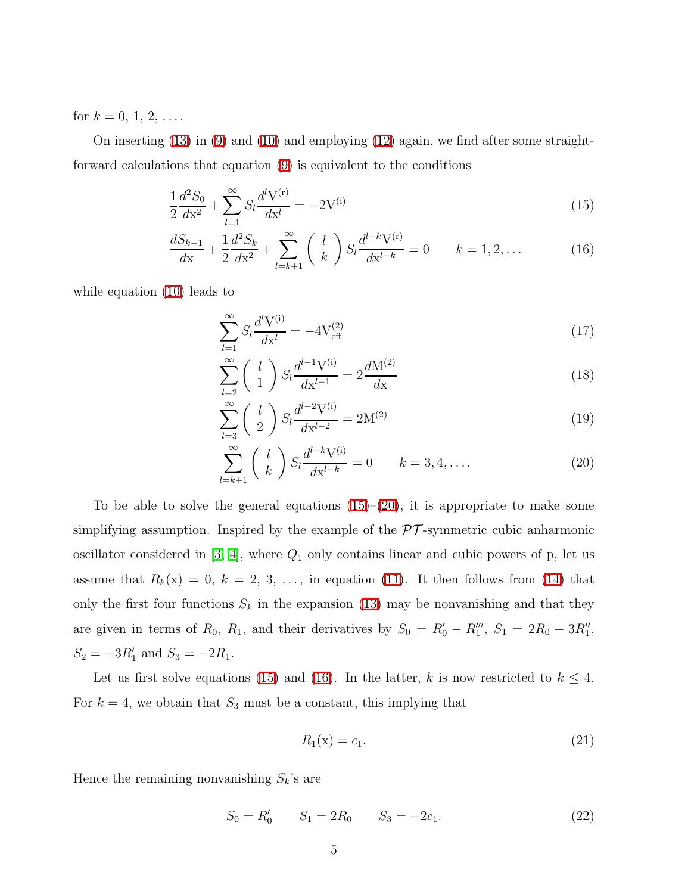for $k = 0, 1, 2, \ldots$.

On inserting (13) in (9) and (10) and employing (12) again, we find after some straightforward calculations that equation (9) is equivalent to the conditions

$$\frac{1}{2}\frac{d^2 S_0}{d\mathrm{x}^2} + \sum_{l=1}^{\infty} S_l \frac{d^l \mathrm{V}^{(\mathrm{r})}}{d\mathrm{x}^l} = -2\mathrm{V}^{(\mathrm{i})} \tag{15}$$

$$\frac{dS_{k-1}}{d\mathrm{x}} + \frac{1}{2}\frac{d^2 S_k}{d\mathrm{x}^2} + \sum_{l=k+1}^{\infty} \binom{l}{k} S_l \frac{d^{l-k}\mathrm{V}^{(\mathrm{r})}}{d\mathrm{x}^{l-k}} = 0 \qquad k = 1, 2, \ldots \tag{16}$$

while equation (10) leads to

$$\sum_{l=1}^{\infty} S_l \frac{d^l \mathrm{V}^{(\mathrm{i})}}{d\mathrm{x}^l} = -4\mathrm{V}_{\mathrm{eff}}^{(2)} \tag{17}$$

$$\sum_{l=2}^{\infty} \binom{l}{1} S_l \frac{d^{l-1}\mathrm{V}^{(\mathrm{i})}}{d\mathrm{x}^{l-1}} = 2\frac{d\mathrm{M}^{(2)}}{d\mathrm{x}} \tag{18}$$

$$\sum_{l=3}^{\infty} \binom{l}{2} S_l \frac{d^{l-2}\mathrm{V}^{(\mathrm{i})}}{d\mathrm{x}^{l-2}} = 2\mathrm{M}^{(2)} \tag{19}$$

$$\sum_{l=k+1}^{\infty} \binom{l}{k} S_l \frac{d^{l-k}\mathrm{V}^{(\mathrm{i})}}{d\mathrm{x}^{l-k}} = 0 \qquad k = 3, 4, \ldots. \tag{20}$$

To be able to solve the general equations (15)–(20), it is appropriate to make some simplifying assumption. Inspired by the example of the $\mathcal{PT}$-symmetric cubic anharmonic oscillator considered in [3, 4], where $Q_1$ only contains linear and cubic powers of p, let us assume that $R_k(\mathrm{x}) = 0$, $k = 2, 3, \ldots$, in equation (11). It then follows from (14) that only the first four functions $S_k$ in the expansion (13) may be nonvanishing and that they are given in terms of $R_0$, $R_1$, and their derivatives by $S_0 = R_0' - R_1'''$, $S_1 = 2R_0 - 3R_1''$, $S_2 = -3R_1'$ and $S_3 = -2R_1$.

Let us first solve equations (15) and (16). In the latter, $k$ is now restricted to $k \le 4$. For $k = 4$, we obtain that $S_3$ must be a constant, this implying that

$$R_1(\mathrm{x}) = c_1. \tag{21}$$

Hence the remaining nonvanishing $S_k$'s are

$$S_0 = R_0' \qquad S_1 = 2R_0 \qquad S_3 = -2c_1. \tag{22}$$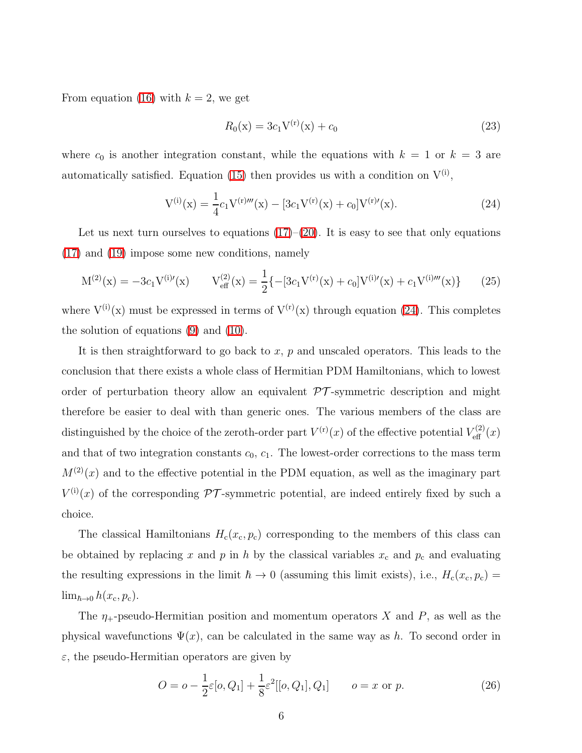From equation (16) with $k = 2$, we get

$$R_0(\mathrm{x}) = 3c_1\mathrm{V}^{(\mathrm{r})}(\mathrm{x}) + c_0 \tag{23}$$

where $c_0$ is another integration constant, while the equations with $k = 1$ or $k = 3$ are automatically satisfied. Equation (15) then provides us with a condition on $\mathrm{V}^{(\mathrm{i})}$,

$$\mathrm{V}^{(\mathrm{i})}(\mathrm{x}) = \frac{1}{4}c_1\mathrm{V}^{(\mathrm{r})\prime\prime\prime}(\mathrm{x}) - [3c_1\mathrm{V}^{(\mathrm{r})}(\mathrm{x}) + c_0]\mathrm{V}^{(\mathrm{r})\prime}(\mathrm{x}). \tag{24}$$

Let us next turn ourselves to equations (17)–(20). It is easy to see that only equations (17) and (19) impose some new conditions, namely

$$\mathrm{M}^{(2)}(\mathrm{x}) = -3c_1\mathrm{V}^{(\mathrm{i})\prime}(\mathrm{x}) \qquad \mathrm{V}^{(2)}_{\mathrm{eff}}(\mathrm{x}) = \frac{1}{2}\{-[3c_1\mathrm{V}^{(\mathrm{r})}(\mathrm{x}) + c_0]\mathrm{V}^{(\mathrm{i})\prime}(\mathrm{x}) + c_1\mathrm{V}^{(\mathrm{i})\prime\prime\prime}(\mathrm{x})\} \tag{25}$$

where $\mathrm{V}^{(\mathrm{i})}(\mathrm{x})$ must be expressed in terms of $\mathrm{V}^{(\mathrm{r})}(\mathrm{x})$ through equation (24). This completes the solution of equations (9) and (10).

It is then straightforward to go back to $x$, $p$ and unscaled operators. This leads to the conclusion that there exists a whole class of Hermitian PDM Hamiltonians, which to lowest order of perturbation theory allow an equivalent $\mathcal{PT}$-symmetric description and might therefore be easier to deal with than generic ones. The various members of the class are distinguished by the choice of the zeroth-order part $V^{(\mathrm{r})}(x)$ of the effective potential $V^{(2)}_{\mathrm{eff}}(x)$ and that of two integration constants $c_0$, $c_1$. The lowest-order corrections to the mass term $M^{(2)}(x)$ and to the effective potential in the PDM equation, as well as the imaginary part $V^{(\mathrm{i})}(x)$ of the corresponding $\mathcal{PT}$-symmetric potential, are indeed entirely fixed by such a choice.

The classical Hamiltonians $H_{\mathrm{c}}(x_{\mathrm{c}}, p_{\mathrm{c}})$ corresponding to the members of this class can be obtained by replacing $x$ and $p$ in $h$ by the classical variables $x_{\mathrm{c}}$ and $p_{\mathrm{c}}$ and evaluating the resulting expressions in the limit $\hbar \to 0$ (assuming this limit exists), i.e., $H_{\mathrm{c}}(x_{\mathrm{c}}, p_{\mathrm{c}}) = \lim_{\hbar\to 0} h(x_{\mathrm{c}}, p_{\mathrm{c}})$.

The $\eta_+$-pseudo-Hermitian position and momentum operators $X$ and $P$, as well as the physical wavefunctions $\Psi(x)$, can be calculated in the same way as $h$. To second order in $\varepsilon$, the pseudo-Hermitian operators are given by

$$O = o - \frac{1}{2}\varepsilon[o, Q_1] + \frac{1}{8}\varepsilon^2[[o, Q_1], Q_1] \qquad o = x \text{ or } p. \tag{26}$$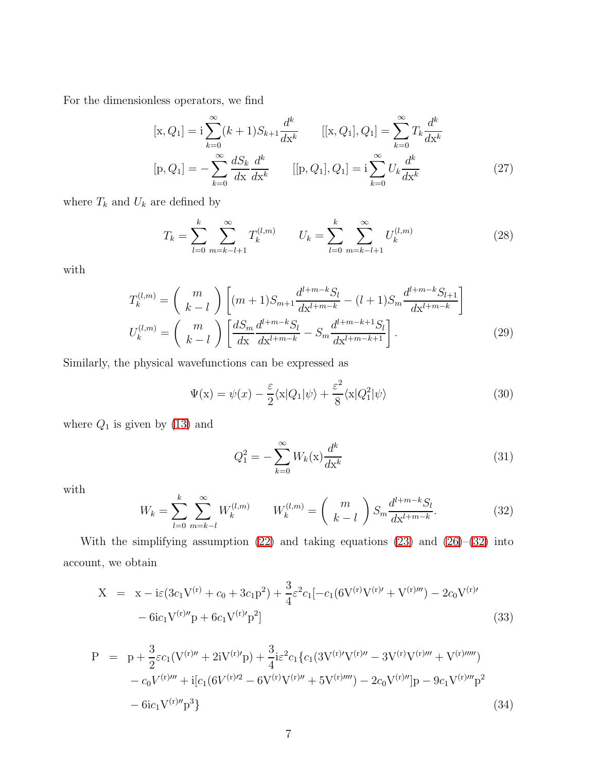For the dimensionless operators, we find

$$[\mathrm{x}, Q_1] = \mathrm{i}\sum_{k=0}^{\infty}(k+1)S_{k+1}\frac{d^k}{d\mathrm{x}^k} \qquad [[\mathrm{x}, Q_1], Q_1] = \sum_{k=0}^{\infty} T_k \frac{d^k}{d\mathrm{x}^k}$$
$$[\mathrm{p}, Q_1] = -\sum_{k=0}^{\infty}\frac{dS_k}{d\mathrm{x}}\frac{d^k}{d\mathrm{x}^k} \qquad [[\mathrm{p}, Q_1], Q_1] = \mathrm{i}\sum_{k=0}^{\infty} U_k \frac{d^k}{d\mathrm{x}^k} \tag{27}$$

where $T_k$ and $U_k$ are defined by

$$T_k = \sum_{l=0}^{k}\sum_{m=k-l+1}^{\infty} T_k^{(l,m)} \qquad U_k = \sum_{l=0}^{k}\sum_{m=k-l+1}^{\infty} U_k^{(l,m)} \tag{28}$$

with

$$T_k^{(l,m)} = \begin{pmatrix} m \\ k-l \end{pmatrix}\left[(m+1)S_{m+1}\frac{d^{l+m-k}S_l}{d\mathrm{x}^{l+m-k}} - (l+1)S_m\frac{d^{l+m-k}S_{l+1}}{d\mathrm{x}^{l+m-k}}\right]$$
$$U_k^{(l,m)} = \begin{pmatrix} m \\ k-l \end{pmatrix}\left[\frac{dS_m}{d\mathrm{x}}\frac{d^{l+m-k}S_l}{d\mathrm{x}^{l+m-k}} - S_m\frac{d^{l+m-k+1}S_l}{d\mathrm{x}^{l+m-k+1}}\right]. \tag{29}$$

Similarly, the physical wavefunctions can be expressed as

$$\Psi(\mathrm{x}) = \psi(x) - \frac{\varepsilon}{2}\langle \mathrm{x}|Q_1|\psi\rangle + \frac{\varepsilon^2}{8}\langle \mathrm{x}|Q_1^2|\psi\rangle \tag{30}$$

where $Q_1$ is given by (13) and

$$Q_1^2 = -\sum_{k=0}^{\infty} W_k(\mathrm{x})\frac{d^k}{d\mathrm{x}^k} \tag{31}$$

with

$$W_k = \sum_{l=0}^{k}\sum_{m=k-l}^{\infty} W_k^{(l,m)} \qquad W_k^{(l,m)} = \begin{pmatrix} m \\ k-l \end{pmatrix} S_m\frac{d^{l+m-k}S_l}{d\mathrm{x}^{l+m-k}}. \tag{32}$$

With the simplifying assumption (22) and taking equations (23) and (26)–(32) into account, we obtain

$$\begin{aligned}
\mathrm{X} \;=\;& \mathrm{x} - \mathrm{i}\varepsilon(3c_1\mathrm{V}^{(\mathrm{r})} + c_0 + 3c_1\mathrm{p}^2) + \frac{3}{4}\varepsilon^2 c_1[-c_1(6\mathrm{V}^{(\mathrm{r})}\mathrm{V}^{(\mathrm{r})\prime} + \mathrm{V}^{(\mathrm{r})\prime\prime\prime}) - 2c_0\mathrm{V}^{(\mathrm{r})\prime} \\
& - 6\mathrm{i}c_1\mathrm{V}^{(\mathrm{r})\prime\prime}\mathrm{p} + 6c_1\mathrm{V}^{(\mathrm{r})\prime}\mathrm{p}^2]
\end{aligned} \tag{33}$$

$$\begin{aligned}
\mathrm{P} \;=\;& \mathrm{p} + \frac{3}{2}\varepsilon c_1(\mathrm{V}^{(\mathrm{r})\prime\prime} + 2\mathrm{i}\mathrm{V}^{(\mathrm{r})\prime}\mathrm{p}) + \frac{3}{4}\mathrm{i}\varepsilon^2 c_1\{c_1(3\mathrm{V}^{(\mathrm{r})\prime}\mathrm{V}^{(\mathrm{r})\prime\prime} - 3\mathrm{V}^{(\mathrm{r})}\mathrm{V}^{(\mathrm{r})\prime\prime\prime} + \mathrm{V}^{(\mathrm{r})\prime\prime\prime\prime\prime}) \\
& - c_0 V^{(\mathrm{r})\prime\prime\prime} + \mathrm{i}[c_1(6V^{(\mathrm{r})\prime 2} - 6\mathrm{V}^{(\mathrm{r})}\mathrm{V}^{(\mathrm{r})\prime\prime} + 5\mathrm{V}^{(\mathrm{r})\prime\prime\prime\prime}) - 2c_0\mathrm{V}^{(\mathrm{r})\prime\prime}]\mathrm{p} - 9c_1\mathrm{V}^{(\mathrm{r})\prime\prime\prime}\mathrm{p}^2 \\
& - 6\mathrm{i}c_1\mathrm{V}^{(\mathrm{r})\prime\prime}\mathrm{p}^3\}
\end{aligned} \tag{34}$$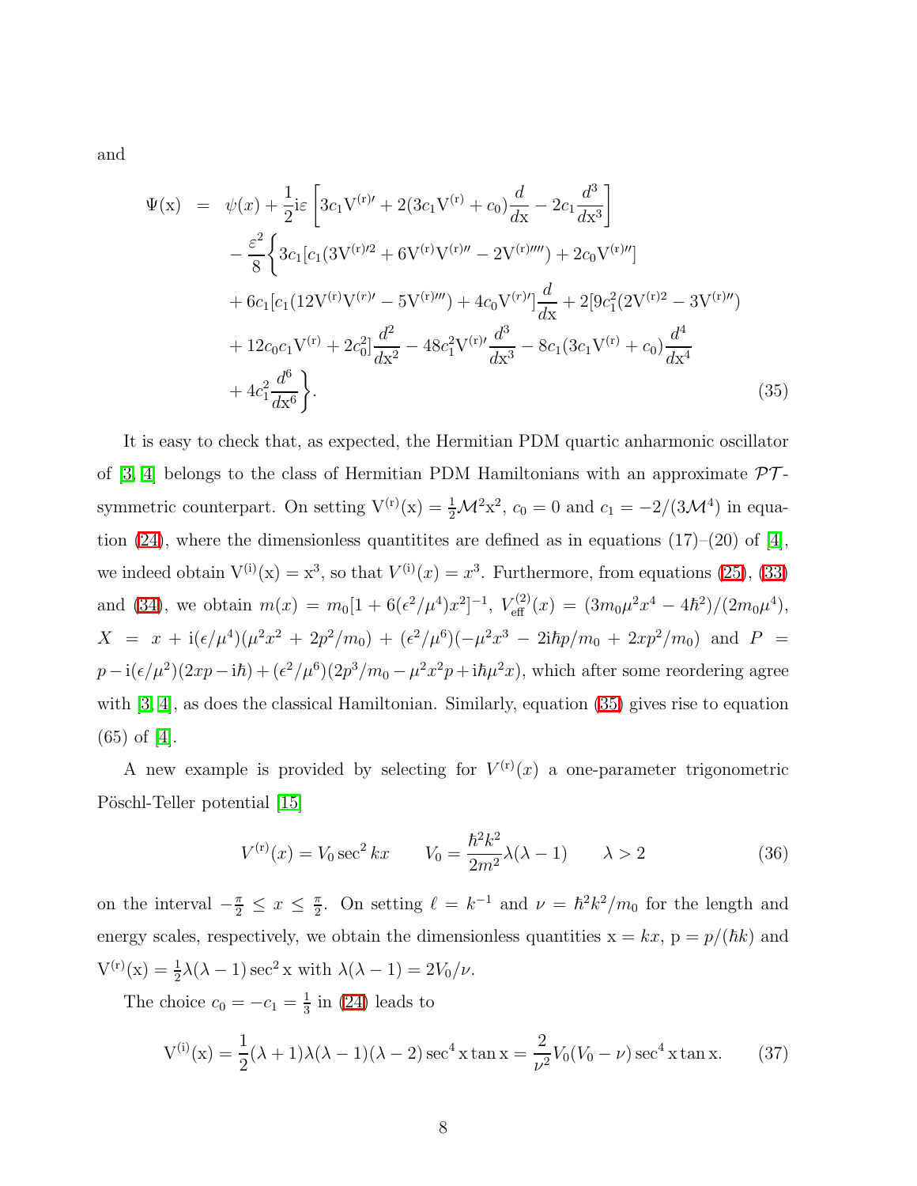and

$$
\begin{aligned}
\Psi(\mathrm{x}) &= \psi(x) + \frac{1}{2}\mathrm{i}\varepsilon\left[3c_1\mathrm{V}^{(\mathrm{r})\prime} + 2(3c_1\mathrm{V}^{(\mathrm{r})} + c_0)\frac{d}{d\mathrm{x}} - 2c_1\frac{d^3}{d\mathrm{x}^3}\right] \\
&\quad - \frac{\varepsilon^2}{8}\bigg\{3c_1[c_1(3\mathrm{V}^{(\mathrm{r})\prime 2} + 6\mathrm{V}^{(\mathrm{r})}\mathrm{V}^{(\mathrm{r})\prime\prime} - 2\mathrm{V}^{(\mathrm{r})\prime\prime\prime\prime}) + 2c_0\mathrm{V}^{(\mathrm{r})\prime\prime}] \\
&\quad + 6c_1[c_1(12\mathrm{V}^{(\mathrm{r})}\mathrm{V}^{(\mathrm{r})\prime} - 5\mathrm{V}^{(\mathrm{r})\prime\prime\prime}) + 4c_0\mathrm{V}^{(\mathrm{r})\prime}]\frac{d}{d\mathrm{x}} + 2[9c_1^2(2\mathrm{V}^{(\mathrm{r})2} - 3\mathrm{V}^{(\mathrm{r})\prime\prime}) \\
&\quad + 12c_0c_1\mathrm{V}^{(\mathrm{r})} + 2c_0^2]\frac{d^2}{d\mathrm{x}^2} - 48c_1^2\mathrm{V}^{(\mathrm{r})\prime}\frac{d^3}{d\mathrm{x}^3} - 8c_1(3c_1\mathrm{V}^{(\mathrm{r})} + c_0)\frac{d^4}{d\mathrm{x}^4} \\
&\quad + 4c_1^2\frac{d^6}{d\mathrm{x}^6}\bigg\}. \qquad (35)
\end{aligned}
$$

It is easy to check that, as expected, the Hermitian PDM quartic anharmonic oscillator of [3, 4] belongs to the class of Hermitian PDM Hamiltonians with an approximate $\mathcal{PT}$-symmetric counterpart. On setting $\mathrm{V}^{(\mathrm{r})}(\mathrm{x}) = \frac{1}{2}\mathcal{M}^2\mathrm{x}^2$, $c_0 = 0$ and $c_1 = -2/(3\mathcal{M}^4)$ in equation (24), where the dimensionless quantitites are defined as in equations (17)–(20) of [4], we indeed obtain $\mathrm{V}^{(\mathrm{i})}(\mathrm{x}) = \mathrm{x}^3$, so that $V^{(\mathrm{i})}(x) = x^3$. Furthermore, from equations (25), (33) and (34), we obtain $m(x) = m_0[1 + 6(\epsilon^2/\mu^4)x^2]^{-1}$, $V_{\mathrm{eff}}^{(2)}(x) = (3m_0\mu^2x^4 - 4\hbar^2)/(2m_0\mu^4)$, $X = x + \mathrm{i}(\epsilon/\mu^4)(\mu^2x^2 + 2p^2/m_0) + (\epsilon^2/\mu^6)(-\mu^2x^3 - 2\mathrm{i}\hbar p/m_0 + 2xp^2/m_0)$ and $P = p - \mathrm{i}(\epsilon/\mu^2)(2xp - \mathrm{i}\hbar) + (\epsilon^2/\mu^6)(2p^3/m_0 - \mu^2x^2p + \mathrm{i}\hbar\mu^2x)$, which after some reordering agree with [3, 4], as does the classical Hamiltonian. Similarly, equation (35) gives rise to equation (65) of [4].

A new example is provided by selecting for $V^{(\mathrm{r})}(x)$ a one-parameter trigonometric Pöschl-Teller potential [15]

$$
V^{(\mathrm{r})}(x) = V_0 \sec^2 kx \qquad V_0 = \frac{\hbar^2k^2}{2m^2}\lambda(\lambda - 1) \qquad \lambda > 2 \qquad (36)
$$

on the interval $-\frac{\pi}{2} \le x \le \frac{\pi}{2}$. On setting $\ell = k^{-1}$ and $\nu = \hbar^2k^2/m_0$ for the length and energy scales, respectively, we obtain the dimensionless quantities $\mathrm{x} = kx$, $\mathrm{p} = p/(\hbar k)$ and $\mathrm{V}^{(\mathrm{r})}(\mathrm{x}) = \frac{1}{2}\lambda(\lambda-1)\sec^2\mathrm{x}$ with $\lambda(\lambda - 1) = 2V_0/\nu$.

The choice $c_0 = -c_1 = \frac{1}{3}$ in (24) leads to

$$
\mathrm{V}^{(\mathrm{i})}(\mathrm{x}) = \frac{1}{2}(\lambda+1)\lambda(\lambda-1)(\lambda-2)\sec^4\mathrm{x}\tan\mathrm{x} = \frac{2}{\nu^2}V_0(V_0 - \nu)\sec^4\mathrm{x}\tan\mathrm{x}. \qquad (37)
$$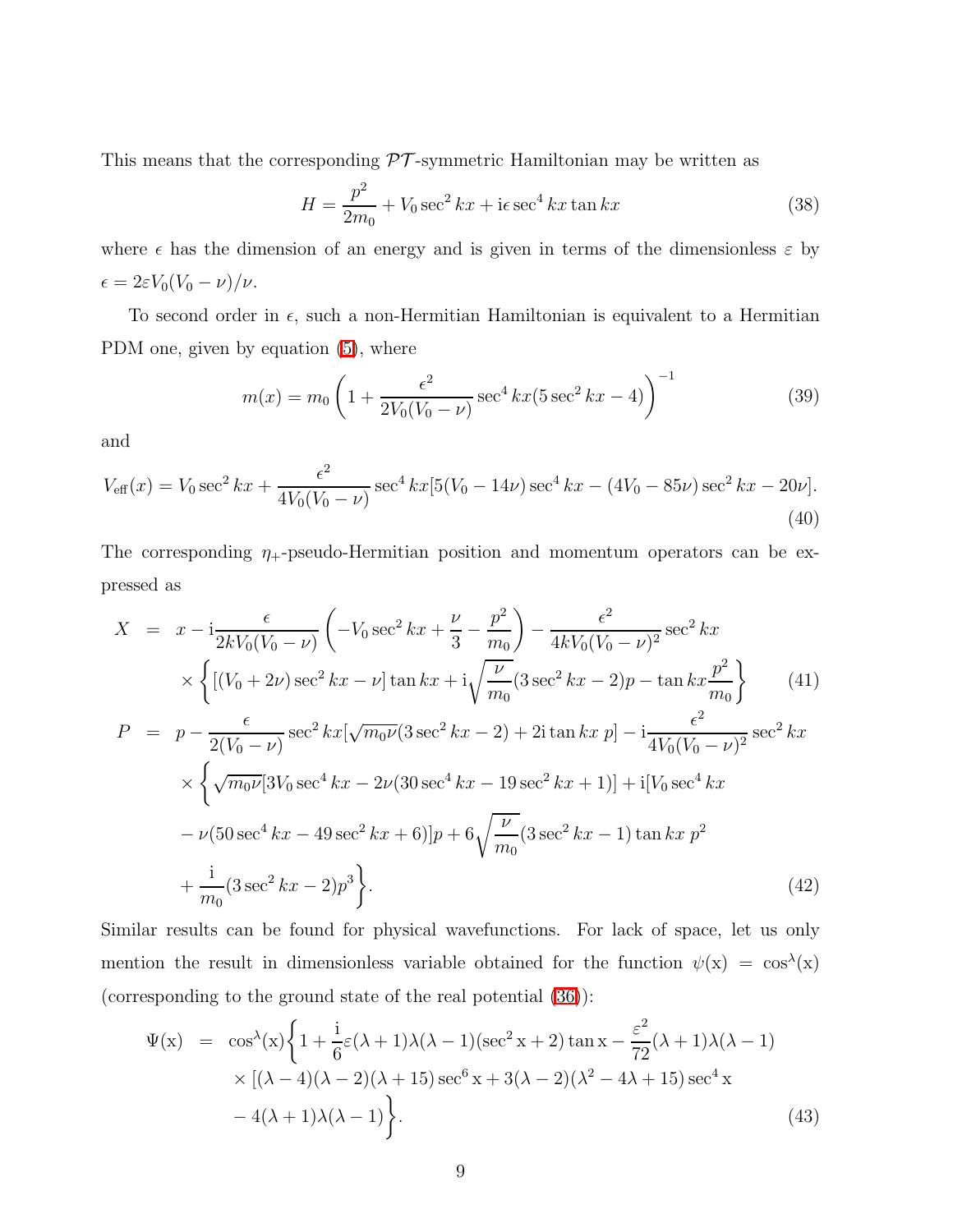This means that the corresponding $\mathcal{PT}$-symmetric Hamiltonian may be written as

$$H = \frac{p^2}{2m_0} + V_0 \sec^2 kx + \mathrm{i}\epsilon \sec^4 kx \tan kx \tag{38}$$

where $\epsilon$ has the dimension of an energy and is given in terms of the dimensionless $\varepsilon$ by $\epsilon = 2\varepsilon V_0(V_0 - \nu)/\nu$.

To second order in $\epsilon$, such a non-Hermitian Hamiltonian is equivalent to a Hermitian PDM one, given by equation (5), where

$$m(x) = m_0 \left(1 + \frac{\epsilon^2}{2V_0(V_0-\nu)} \sec^4 kx (5\sec^2 kx - 4)\right)^{-1} \tag{39}$$

and

$$V_{\text{eff}}(x) = V_0 \sec^2 kx + \frac{\epsilon^2}{4V_0(V_0-\nu)} \sec^4 kx [5(V_0 - 14\nu)\sec^4 kx - (4V_0 - 85\nu)\sec^2 kx - 20\nu]. \tag{40}$$

The corresponding $\eta_+$-pseudo-Hermitian position and momentum operators can be expressed as

$$\begin{aligned}
X &= x - \mathrm{i}\frac{\epsilon}{2kV_0(V_0-\nu)}\left(-V_0\sec^2 kx + \frac{\nu}{3} - \frac{p^2}{m_0}\right) - \frac{\epsilon^2}{4kV_0(V_0-\nu)^2}\sec^2 kx \\
&\quad \times \left\{[(V_0+2\nu)\sec^2 kx - \nu]\tan kx + \mathrm{i}\sqrt{\frac{\nu}{m_0}}(3\sec^2 kx - 2)p - \tan kx \frac{p^2}{m_0}\right\} \qquad (41) \\
P &= p - \frac{\epsilon}{2(V_0-\nu)}\sec^2 kx[\sqrt{m_0\nu}(3\sec^2 kx - 2) + 2\mathrm{i}\tan kx\, p] - \mathrm{i}\frac{\epsilon^2}{4V_0(V_0-\nu)^2}\sec^2 kx \\
&\quad \times \left\{\sqrt{m_0\nu}[3V_0\sec^4 kx - 2\nu(30\sec^4 kx - 19\sec^2 kx + 1)] + \mathrm{i}[V_0\sec^4 kx \right. \\
&\quad - \nu(50\sec^4 kx - 49\sec^2 kx + 6)]p + 6\sqrt{\frac{\nu}{m_0}}(3\sec^2 kx - 1)\tan kx\, p^2 \\
&\quad \left. + \frac{\mathrm{i}}{m_0}(3\sec^2 kx - 2)p^3\right\}. \qquad (42)
\end{aligned}$$

Similar results can be found for physical wavefunctions. For lack of space, let us only mention the result in dimensionless variable obtained for the function $\psi(\mathrm{x}) = \cos^\lambda(\mathrm{x})$ (corresponding to the ground state of the real potential (36)):

$$\begin{aligned}
\Psi(\mathrm{x}) &= \cos^\lambda(\mathrm{x})\left\{1 + \frac{\mathrm{i}}{6}\varepsilon(\lambda+1)\lambda(\lambda-1)(\sec^2\mathrm{x} + 2)\tan\mathrm{x} - \frac{\varepsilon^2}{72}(\lambda+1)\lambda(\lambda-1)\right. \\
&\quad \times [(\lambda-4)(\lambda-2)(\lambda+15)\sec^6\mathrm{x} + 3(\lambda-2)(\lambda^2 - 4\lambda + 15)\sec^4\mathrm{x} \\
&\quad \left. - 4(\lambda+1)\lambda(\lambda-1)\right\}. \qquad (43)
\end{aligned}$$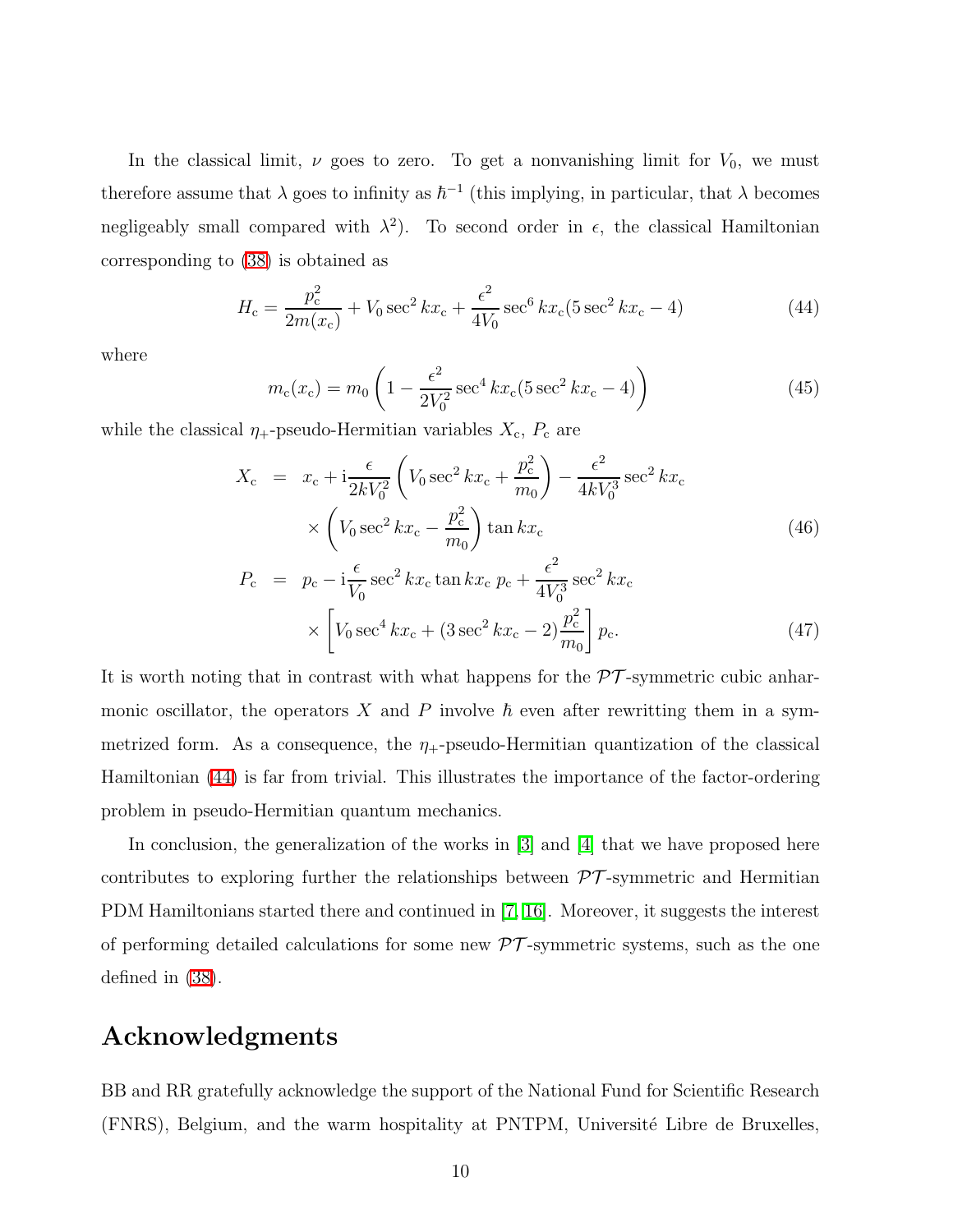In the classical limit, $\nu$ goes to zero. To get a nonvanishing limit for $V_0$, we must therefore assume that $\lambda$ goes to infinity as $\hbar^{-1}$ (this implying, in particular, that $\lambda$ becomes negligeably small compared with $\lambda^2$). To second order in $\epsilon$, the classical Hamiltonian corresponding to (38) is obtained as

$$H_{\rm c} = \frac{p_{\rm c}^2}{2m(x_{\rm c})} + V_0 \sec^2 kx_{\rm c} + \frac{\epsilon^2}{4V_0} \sec^6 kx_{\rm c}(5\sec^2 kx_{\rm c} - 4) \tag{44}$$

where

$$m_{\rm c}(x_{\rm c}) = m_0 \left(1 - \frac{\epsilon^2}{2V_0^2} \sec^4 kx_{\rm c}(5\sec^2 kx_{\rm c} - 4)\right) \tag{45}$$

while the classical $\eta_+$-pseudo-Hermitian variables $X_{\rm c}$, $P_{\rm c}$ are

$$\begin{aligned} X_{\rm c} &= x_{\rm c} + {\rm i}\frac{\epsilon}{2kV_0^2}\left(V_0 \sec^2 kx_{\rm c} + \frac{p_{\rm c}^2}{m_0}\right) - \frac{\epsilon^2}{4kV_0^3}\sec^2 kx_{\rm c} \\ &\quad \times \left(V_0 \sec^2 kx_{\rm c} - \frac{p_{\rm c}^2}{m_0}\right)\tan kx_{\rm c} \end{aligned} \tag{46}$$

$$\begin{aligned} P_{\rm c} &= p_{\rm c} - {\rm i}\frac{\epsilon}{V_0}\sec^2 kx_{\rm c}\tan kx_{\rm c}\; p_{\rm c} + \frac{\epsilon^2}{4V_0^3}\sec^2 kx_{\rm c} \\ &\quad \times \left[V_0 \sec^4 kx_{\rm c} + (3\sec^2 kx_{\rm c} - 2)\frac{p_{\rm c}^2}{m_0}\right] p_{\rm c}. \end{aligned} \tag{47}$$

It is worth noting that in contrast with what happens for the $\mathcal{PT}$-symmetric cubic anharmonic oscillator, the operators $X$ and $P$ involve $\hbar$ even after rewritting them in a symmetrized form. As a consequence, the $\eta_+$-pseudo-Hermitian quantization of the classical Hamiltonian (44) is far from trivial. This illustrates the importance of the factor-ordering problem in pseudo-Hermitian quantum mechanics.

In conclusion, the generalization of the works in [3] and [4] that we have proposed here contributes to exploring further the relationships between $\mathcal{PT}$-symmetric and Hermitian PDM Hamiltonians started there and continued in [7, 16]. Moreover, it suggests the interest of performing detailed calculations for some new $\mathcal{PT}$-symmetric systems, such as the one defined in (38).

## Acknowledgments

BB and RR gratefully acknowledge the support of the National Fund for Scientific Research (FNRS), Belgium, and the warm hospitality at PNTPM, Université Libre de Bruxelles,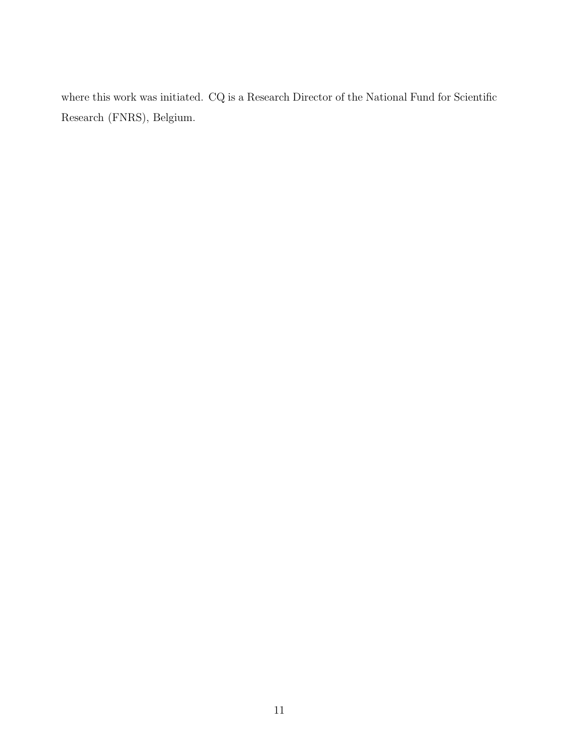where this work was initiated. CQ is a Research Director of the National Fund for Scientific Research (FNRS), Belgium.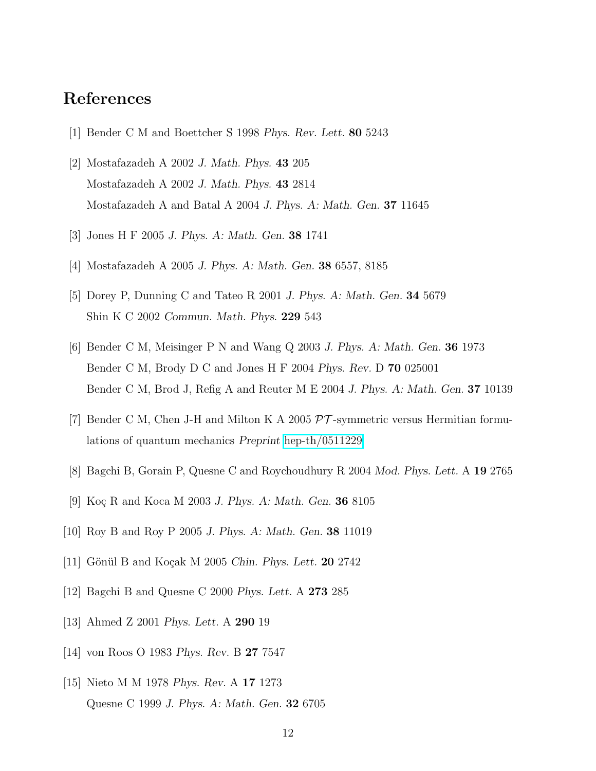## References

[1] Bender C M and Boettcher S 1998 *Phys. Rev. Lett.* **80** 5243

[2] Mostafazadeh A 2002 *J. Math. Phys.* **43** 205
Mostafazadeh A 2002 *J. Math. Phys.* **43** 2814
Mostafazadeh A and Batal A 2004 *J. Phys. A: Math. Gen.* **37** 11645

[3] Jones H F 2005 *J. Phys. A: Math. Gen.* **38** 1741

[4] Mostafazadeh A 2005 *J. Phys. A: Math. Gen.* **38** 6557, 8185

[5] Dorey P, Dunning C and Tateo R 2001 *J. Phys. A: Math. Gen.* **34** 5679
Shin K C 2002 *Commun. Math. Phys.* **229** 543

[6] Bender C M, Meisinger P N and Wang Q 2003 *J. Phys. A: Math. Gen.* **36** 1973
Bender C M, Brody D C and Jones H F 2004 *Phys. Rev.* D **70** 025001
Bender C M, Brod J, Refig A and Reuter M E 2004 *J. Phys. A: Math. Gen.* **37** 10139

[7] Bender C M, Chen J-H and Milton K A 2005 $\mathcal{PT}$-symmetric versus Hermitian formulations of quantum mechanics *Preprint* hep-th/0511229

[8] Bagchi B, Gorain P, Quesne C and Roychoudhury R 2004 *Mod. Phys. Lett.* A **19** 2765

[9] Koç R and Koca M 2003 *J. Phys. A: Math. Gen.* **36** 8105

[10] Roy B and Roy P 2005 *J. Phys. A: Math. Gen.* **38** 11019

[11] Gönül B and Koçak M 2005 *Chin. Phys. Lett.* **20** 2742

[12] Bagchi B and Quesne C 2000 *Phys. Lett.* A **273** 285

[13] Ahmed Z 2001 *Phys. Lett.* A **290** 19

[14] von Roos O 1983 *Phys. Rev.* B **27** 7547

[15] Nieto M M 1978 *Phys. Rev.* A **17** 1273
Quesne C 1999 *J. Phys. A: Math. Gen.* **32** 6705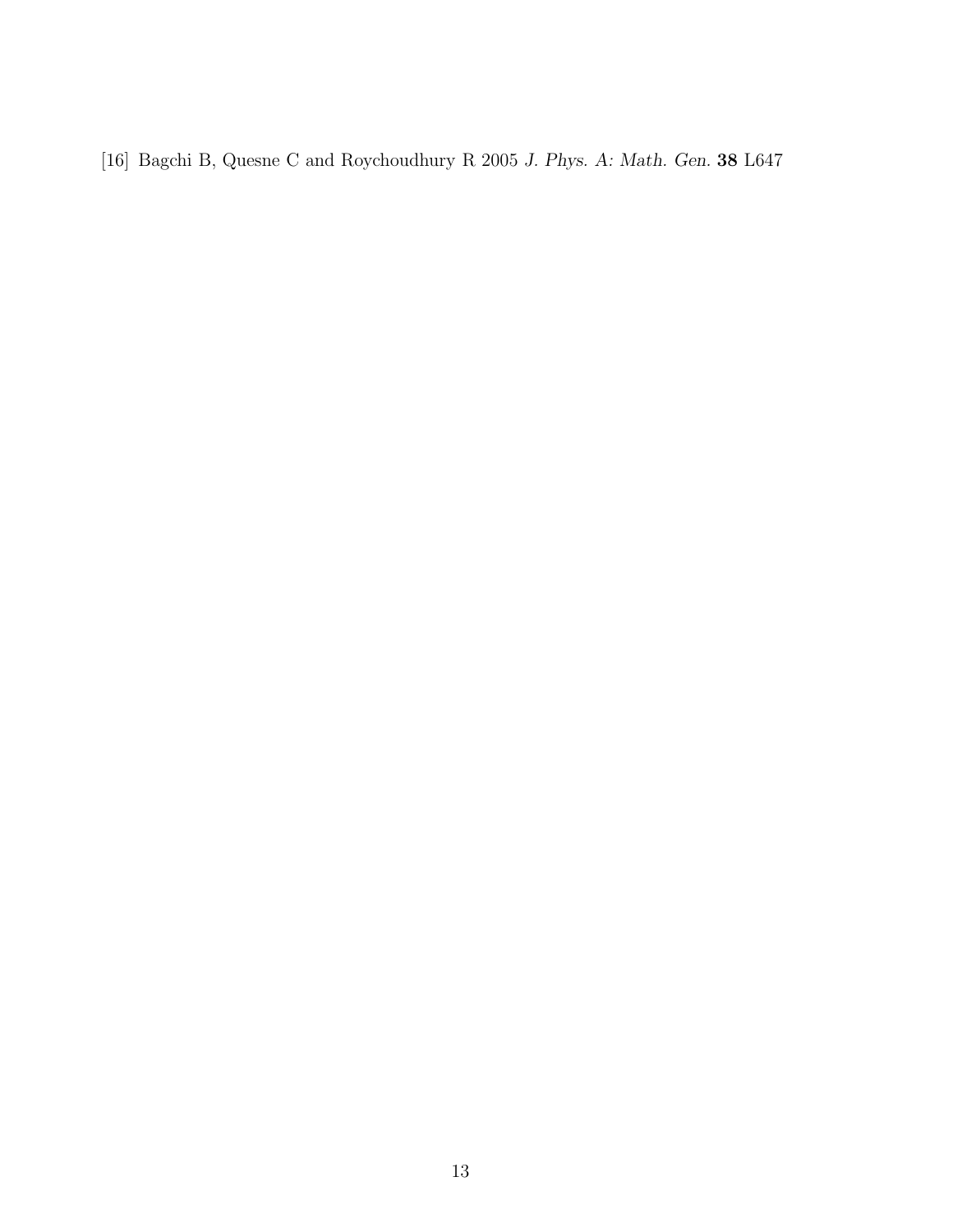[16] Bagchi B, Quesne C and Roychoudhury R 2005 *J. Phys. A: Math. Gen.* **38** L647